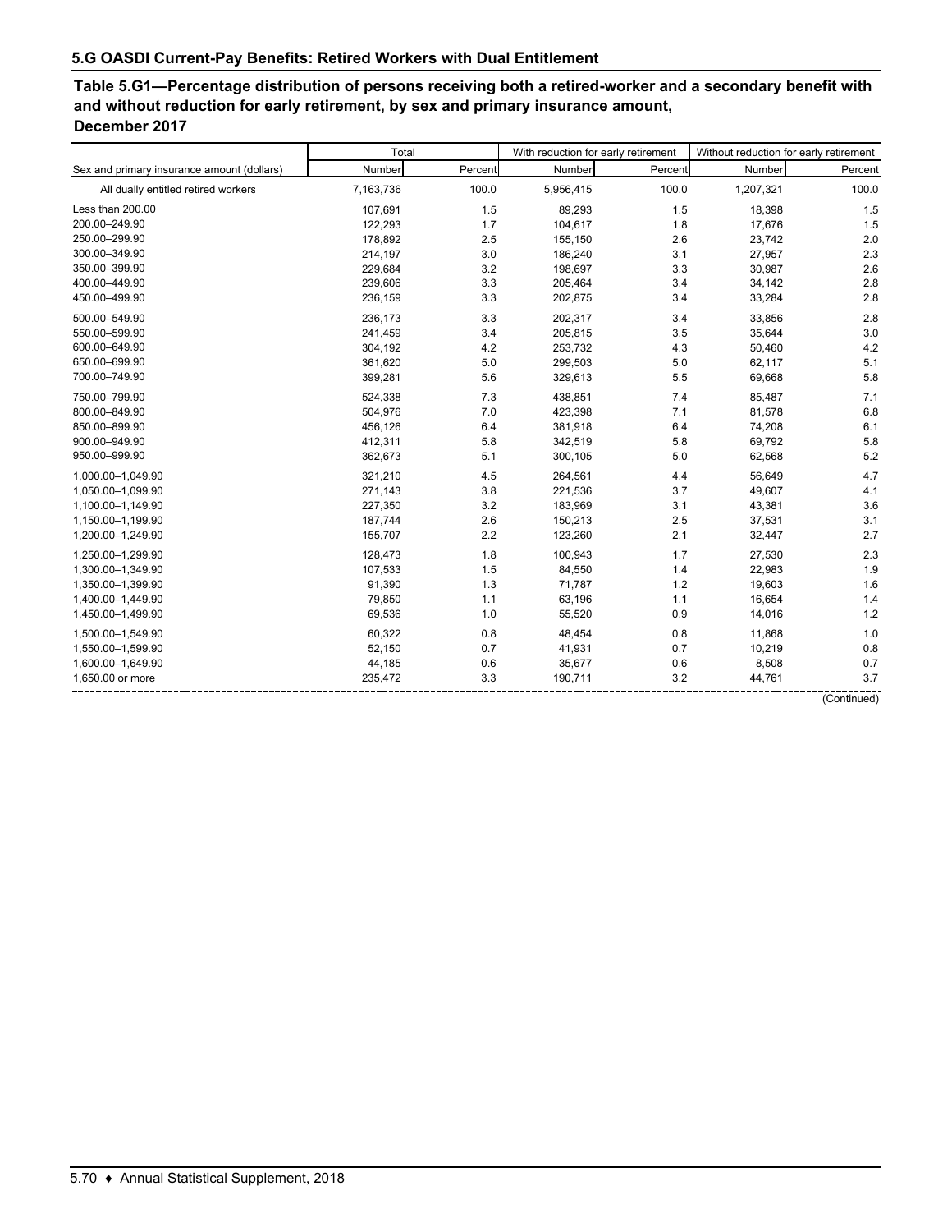## 5.G OASDI Current-Pay Benefits: Retired Workers with Dual Entitlement

### Table 5.G1—Percentage distribution of persons receiving both a retired-worker and a secondary benefit with and without reduction for early retirement, by sex and primary insurance amount, December 2017

| Sex and primary insurance amount (dollars) | Total | | With reduction for early retirement | | Without reduction for early retirement | |
|---|---|---|---|---|---|---|
| | Number | Percent | Number | Percent | Number | Percent |
| All dually entitled retired workers | 7,163,736 | 100.0 | 5,956,415 | 100.0 | 1,207,321 | 100.0 |
| Less than 200.00 | 107,691 | 1.5 | 89,293 | 1.5 | 18,398 | 1.5 |
| 200.00–249.90 | 122,293 | 1.7 | 104,617 | 1.8 | 17,676 | 1.5 |
| 250.00–299.90 | 178,892 | 2.5 | 155,150 | 2.6 | 23,742 | 2.0 |
| 300.00–349.90 | 214,197 | 3.0 | 186,240 | 3.1 | 27,957 | 2.3 |
| 350.00–399.90 | 229,684 | 3.2 | 198,697 | 3.3 | 30,987 | 2.6 |
| 400.00–449.90 | 239,606 | 3.3 | 205,464 | 3.4 | 34,142 | 2.8 |
| 450.00–499.90 | 236,159 | 3.3 | 202,875 | 3.4 | 33,284 | 2.8 |
| 500.00–549.90 | 236,173 | 3.3 | 202,317 | 3.4 | 33,856 | 2.8 |
| 550.00–599.90 | 241,459 | 3.4 | 205,815 | 3.5 | 35,644 | 3.0 |
| 600.00–649.90 | 304,192 | 4.2 | 253,732 | 4.3 | 50,460 | 4.2 |
| 650.00–699.90 | 361,620 | 5.0 | 299,503 | 5.0 | 62,117 | 5.1 |
| 700.00–749.90 | 399,281 | 5.6 | 329,613 | 5.5 | 69,668 | 5.8 |
| 750.00–799.90 | 524,338 | 7.3 | 438,851 | 7.4 | 85,487 | 7.1 |
| 800.00–849.90 | 504,976 | 7.0 | 423,398 | 7.1 | 81,578 | 6.8 |
| 850.00–899.90 | 456,126 | 6.4 | 381,918 | 6.4 | 74,208 | 6.1 |
| 900.00–949.90 | 412,311 | 5.8 | 342,519 | 5.8 | 69,792 | 5.8 |
| 950.00–999.90 | 362,673 | 5.1 | 300,105 | 5.0 | 62,568 | 5.2 |
| 1,000.00–1,049.90 | 321,210 | 4.5 | 264,561 | 4.4 | 56,649 | 4.7 |
| 1,050.00–1,099.90 | 271,143 | 3.8 | 221,536 | 3.7 | 49,607 | 4.1 |
| 1,100.00–1,149.90 | 227,350 | 3.2 | 183,969 | 3.1 | 43,381 | 3.6 |
| 1,150.00–1,199.90 | 187,744 | 2.6 | 150,213 | 2.5 | 37,531 | 3.1 |
| 1,200.00–1,249.90 | 155,707 | 2.2 | 123,260 | 2.1 | 32,447 | 2.7 |
| 1,250.00–1,299.90 | 128,473 | 1.8 | 100,943 | 1.7 | 27,530 | 2.3 |
| 1,300.00–1,349.90 | 107,533 | 1.5 | 84,550 | 1.4 | 22,983 | 1.9 |
| 1,350.00–1,399.90 | 91,390 | 1.3 | 71,787 | 1.2 | 19,603 | 1.6 |
| 1,400.00–1,449.90 | 79,850 | 1.1 | 63,196 | 1.1 | 16,654 | 1.4 |
| 1,450.00–1,499.90 | 69,536 | 1.0 | 55,520 | 0.9 | 14,016 | 1.2 |
| 1,500.00–1,549.90 | 60,322 | 0.8 | 48,454 | 0.8 | 11,868 | 1.0 |
| 1,550.00–1,599.90 | 52,150 | 0.7 | 41,931 | 0.7 | 10,219 | 0.8 |
| 1,600.00–1,649.90 | 44,185 | 0.6 | 35,677 | 0.6 | 8,508 | 0.7 |
| 1,650.00 or more | 235,472 | 3.3 | 190,711 | 3.2 | 44,761 | 3.7 |

(Continued)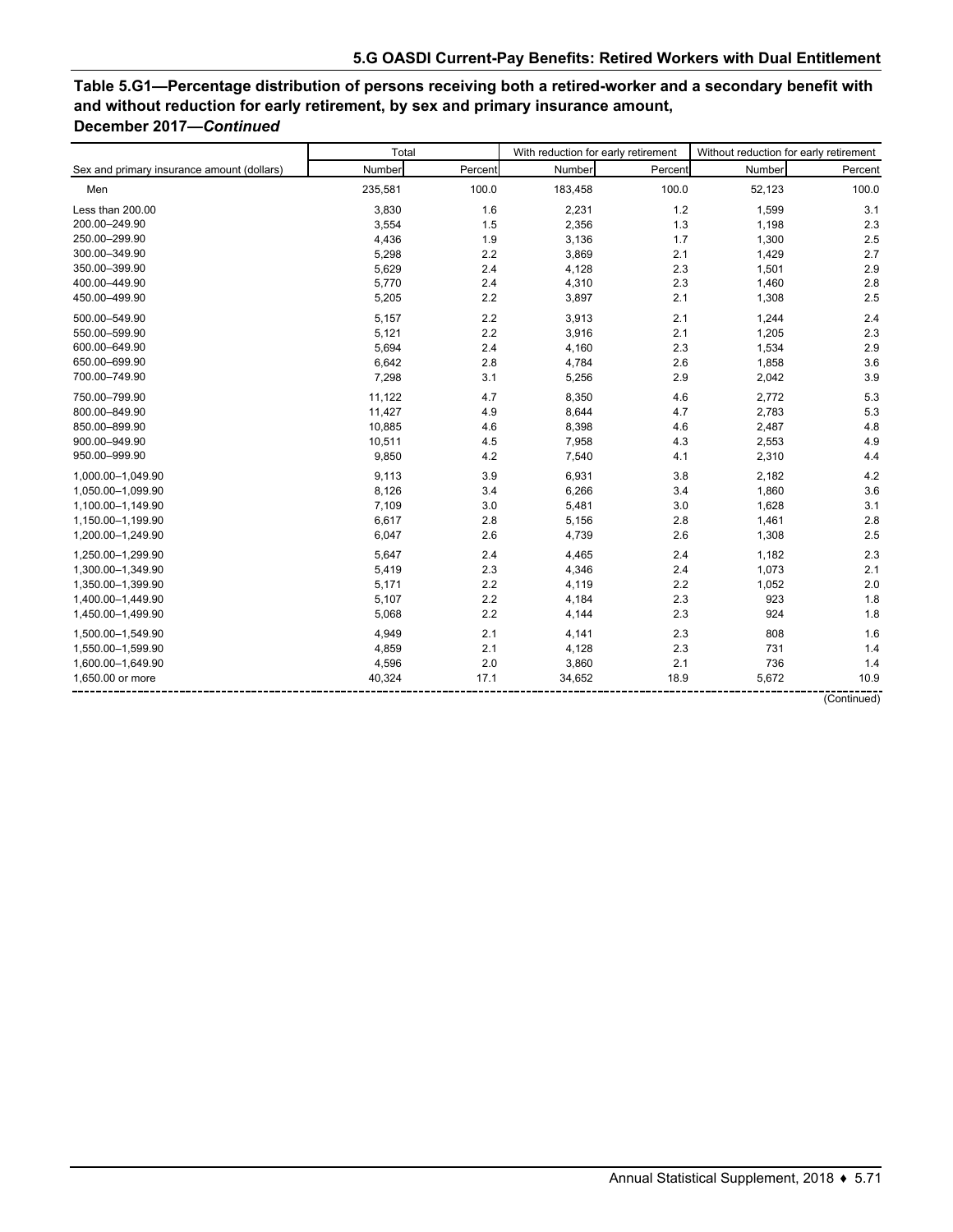**Table 5.G1—Percentage distribution of persons receiving both a retired-worker and a secondary benefit with and without reduction for early retirement, by sex and primary insurance amount, December 2017—*Continued***

| Sex and primary insurance amount (dollars) | Total | | With reduction for early retirement | | Without reduction for early retirement | |
|---|---|---|---|---|---|---|
| | Number | Percent | Number | Percent | Number | Percent |
| Men | 235,581 | 100.0 | 183,458 | 100.0 | 52,123 | 100.0 |
| Less than 200.00 | 3,830 | 1.6 | 2,231 | 1.2 | 1,599 | 3.1 |
| 200.00–249.90 | 3,554 | 1.5 | 2,356 | 1.3 | 1,198 | 2.3 |
| 250.00–299.90 | 4,436 | 1.9 | 3,136 | 1.7 | 1,300 | 2.5 |
| 300.00–349.90 | 5,298 | 2.2 | 3,869 | 2.1 | 1,429 | 2.7 |
| 350.00–399.90 | 5,629 | 2.4 | 4,128 | 2.3 | 1,501 | 2.9 |
| 400.00–449.90 | 5,770 | 2.4 | 4,310 | 2.3 | 1,460 | 2.8 |
| 450.00–499.90 | 5,205 | 2.2 | 3,897 | 2.1 | 1,308 | 2.5 |
| 500.00–549.90 | 5,157 | 2.2 | 3,913 | 2.1 | 1,244 | 2.4 |
| 550.00–599.90 | 5,121 | 2.2 | 3,916 | 2.1 | 1,205 | 2.3 |
| 600.00–649.90 | 5,694 | 2.4 | 4,160 | 2.3 | 1,534 | 2.9 |
| 650.00–699.90 | 6,642 | 2.8 | 4,784 | 2.6 | 1,858 | 3.6 |
| 700.00–749.90 | 7,298 | 3.1 | 5,256 | 2.9 | 2,042 | 3.9 |
| 750.00–799.90 | 11,122 | 4.7 | 8,350 | 4.6 | 2,772 | 5.3 |
| 800.00–849.90 | 11,427 | 4.9 | 8,644 | 4.7 | 2,783 | 5.3 |
| 850.00–899.90 | 10,885 | 4.6 | 8,398 | 4.6 | 2,487 | 4.8 |
| 900.00–949.90 | 10,511 | 4.5 | 7,958 | 4.3 | 2,553 | 4.9 |
| 950.00–999.90 | 9,850 | 4.2 | 7,540 | 4.1 | 2,310 | 4.4 |
| 1,000.00–1,049.90 | 9,113 | 3.9 | 6,931 | 3.8 | 2,182 | 4.2 |
| 1,050.00–1,099.90 | 8,126 | 3.4 | 6,266 | 3.4 | 1,860 | 3.6 |
| 1,100.00–1,149.90 | 7,109 | 3.0 | 5,481 | 3.0 | 1,628 | 3.1 |
| 1,150.00–1,199.90 | 6,617 | 2.8 | 5,156 | 2.8 | 1,461 | 2.8 |
| 1,200.00–1,249.90 | 6,047 | 2.6 | 4,739 | 2.6 | 1,308 | 2.5 |
| 1,250.00–1,299.90 | 5,647 | 2.4 | 4,465 | 2.4 | 1,182 | 2.3 |
| 1,300.00–1,349.90 | 5,419 | 2.3 | 4,346 | 2.4 | 1,073 | 2.1 |
| 1,350.00–1,399.90 | 5,171 | 2.2 | 4,119 | 2.2 | 1,052 | 2.0 |
| 1,400.00–1,449.90 | 5,107 | 2.2 | 4,184 | 2.3 | 923 | 1.8 |
| 1,450.00–1,499.90 | 5,068 | 2.2 | 4,144 | 2.3 | 924 | 1.8 |
| 1,500.00–1,549.90 | 4,949 | 2.1 | 4,141 | 2.3 | 808 | 1.6 |
| 1,550.00–1,599.90 | 4,859 | 2.1 | 4,128 | 2.3 | 731 | 1.4 |
| 1,600.00–1,649.90 | 4,596 | 2.0 | 3,860 | 2.1 | 736 | 1.4 |
| 1,650.00 or more | 40,324 | 17.1 | 34,652 | 18.9 | 5,672 | 10.9 |

(Continued)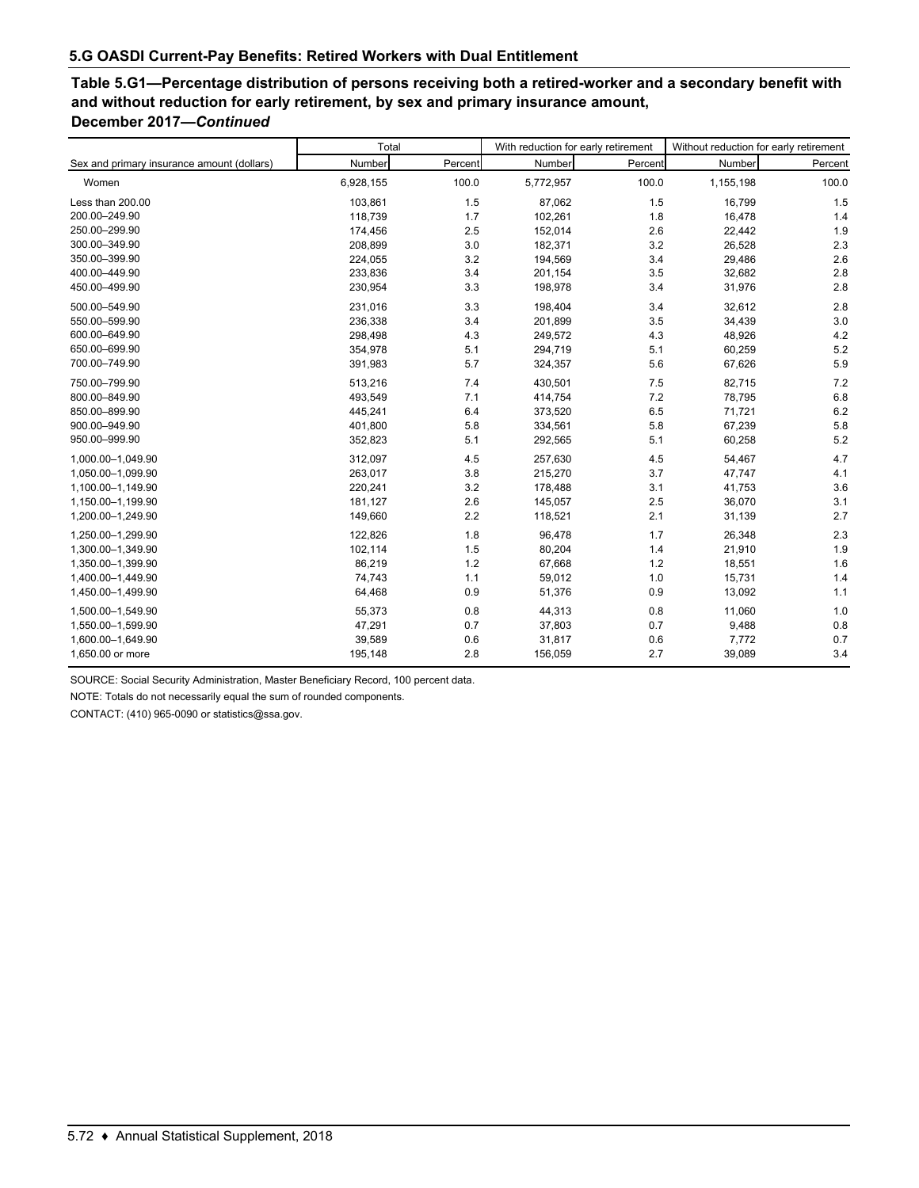## 5.G OASDI Current-Pay Benefits: Retired Workers with Dual Entitlement

### Table 5.G1—Percentage distribution of persons receiving both a retired-worker and a secondary benefit with and without reduction for early retirement, by sex and primary insurance amount, December 2017—*Continued*

| Sex and primary insurance amount (dollars) | Total | | With reduction for early retirement | | Without reduction for early retirement | |
|---|---|---|---|---|---|---|
| | Number | Percent | Number | Percent | Number | Percent |
| Women | 6,928,155 | 100.0 | 5,772,957 | 100.0 | 1,155,198 | 100.0 |
| Less than 200.00 | 103,861 | 1.5 | 87,062 | 1.5 | 16,799 | 1.5 |
| 200.00–249.90 | 118,739 | 1.7 | 102,261 | 1.8 | 16,478 | 1.4 |
| 250.00–299.90 | 174,456 | 2.5 | 152,014 | 2.6 | 22,442 | 1.9 |
| 300.00–349.90 | 208,899 | 3.0 | 182,371 | 3.2 | 26,528 | 2.3 |
| 350.00–399.90 | 224,055 | 3.2 | 194,569 | 3.4 | 29,486 | 2.6 |
| 400.00–449.90 | 233,836 | 3.4 | 201,154 | 3.5 | 32,682 | 2.8 |
| 450.00–499.90 | 230,954 | 3.3 | 198,978 | 3.4 | 31,976 | 2.8 |
| 500.00–549.90 | 231,016 | 3.3 | 198,404 | 3.4 | 32,612 | 2.8 |
| 550.00–599.90 | 236,338 | 3.4 | 201,899 | 3.5 | 34,439 | 3.0 |
| 600.00–649.90 | 298,498 | 4.3 | 249,572 | 4.3 | 48,926 | 4.2 |
| 650.00–699.90 | 354,978 | 5.1 | 294,719 | 5.1 | 60,259 | 5.2 |
| 700.00–749.90 | 391,983 | 5.7 | 324,357 | 5.6 | 67,626 | 5.9 |
| 750.00–799.90 | 513,216 | 7.4 | 430,501 | 7.5 | 82,715 | 7.2 |
| 800.00–849.90 | 493,549 | 7.1 | 414,754 | 7.2 | 78,795 | 6.8 |
| 850.00–899.90 | 445,241 | 6.4 | 373,520 | 6.5 | 71,721 | 6.2 |
| 900.00–949.90 | 401,800 | 5.8 | 334,561 | 5.8 | 67,239 | 5.8 |
| 950.00–999.90 | 352,823 | 5.1 | 292,565 | 5.1 | 60,258 | 5.2 |
| 1,000.00–1,049.90 | 312,097 | 4.5 | 257,630 | 4.5 | 54,467 | 4.7 |
| 1,050.00–1,099.90 | 263,017 | 3.8 | 215,270 | 3.7 | 47,747 | 4.1 |
| 1,100.00–1,149.90 | 220,241 | 3.2 | 178,488 | 3.1 | 41,753 | 3.6 |
| 1,150.00–1,199.90 | 181,127 | 2.6 | 145,057 | 2.5 | 36,070 | 3.1 |
| 1,200.00–1,249.90 | 149,660 | 2.2 | 118,521 | 2.1 | 31,139 | 2.7 |
| 1,250.00–1,299.90 | 122,826 | 1.8 | 96,478 | 1.7 | 26,348 | 2.3 |
| 1,300.00–1,349.90 | 102,114 | 1.5 | 80,204 | 1.4 | 21,910 | 1.9 |
| 1,350.00–1,399.90 | 86,219 | 1.2 | 67,668 | 1.2 | 18,551 | 1.6 |
| 1,400.00–1,449.90 | 74,743 | 1.1 | 59,012 | 1.0 | 15,731 | 1.4 |
| 1,450.00–1,499.90 | 64,468 | 0.9 | 51,376 | 0.9 | 13,092 | 1.1 |
| 1,500.00–1,549.90 | 55,373 | 0.8 | 44,313 | 0.8 | 11,060 | 1.0 |
| 1,550.00–1,599.90 | 47,291 | 0.7 | 37,803 | 0.7 | 9,488 | 0.8 |
| 1,600.00–1,649.90 | 39,589 | 0.6 | 31,817 | 0.6 | 7,772 | 0.7 |
| 1,650.00 or more | 195,148 | 2.8 | 156,059 | 2.7 | 39,089 | 3.4 |

SOURCE: Social Security Administration, Master Beneficiary Record, 100 percent data.

NOTE: Totals do not necessarily equal the sum of rounded components.

CONTACT: (410) 965-0090 or statistics@ssa.gov.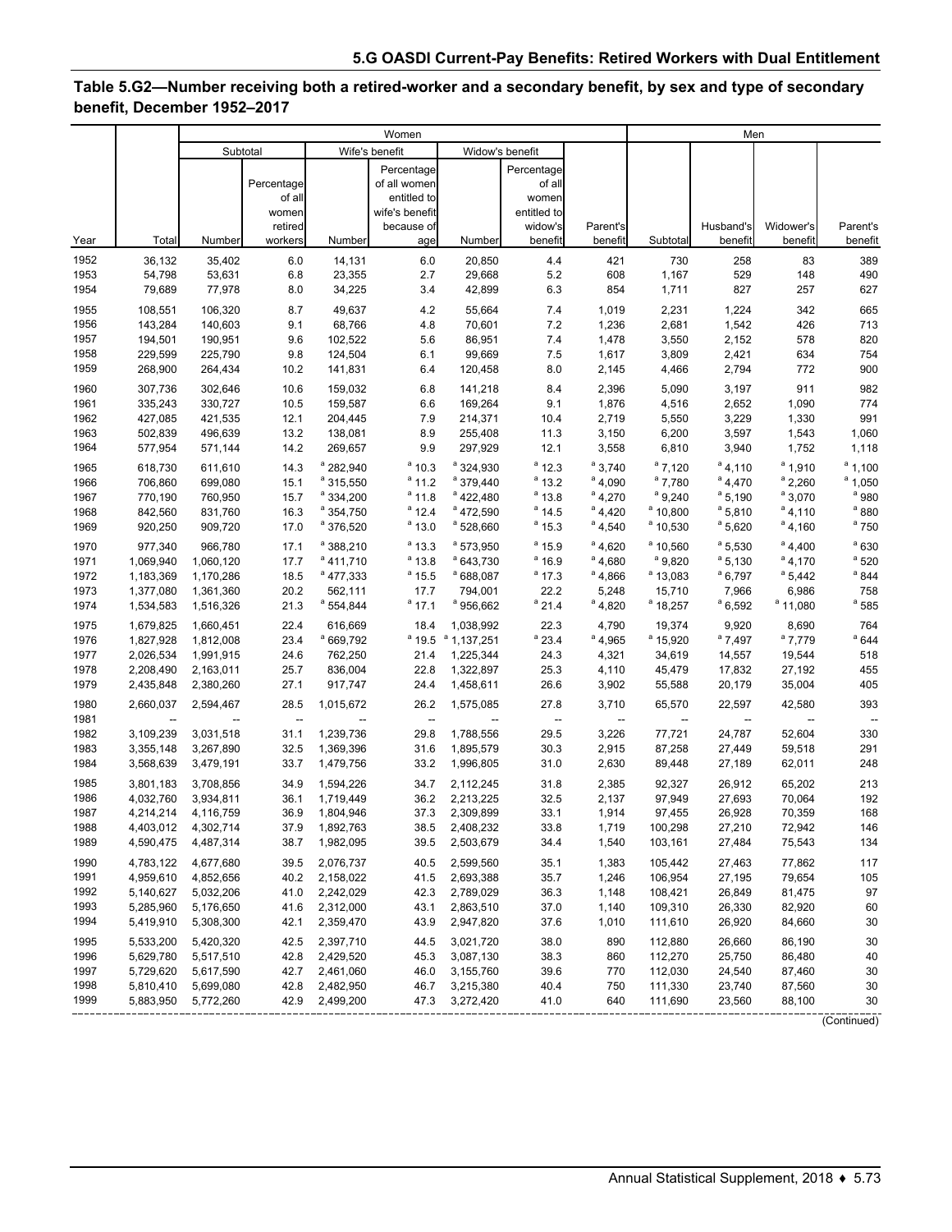## Table 5.G2—Number receiving both a retired-worker and a secondary benefit, by sex and type of secondary benefit, December 1952–2017

| Year | Total | Women | | | | | | | Men | | | |
|---|---|---|---|---|---|---|---|---|---|---|---|---|
| | | Subtotal | | Wife's benefit | | Widow's benefit | | Parent's benefit | Subtotal | Husband's benefit | Widower's benefit | Parent's benefit |
| | | Number | Percentage of all women retired workers | Number | Percentage of all women entitled to wife's benefit because of age | Number | Percentage of all women entitled to widow's benefit | | | | | |
| 1952 | 36,132 | 35,402 | 6.0 | 14,131 | 6.0 | 20,850 | 4.4 | 421 | 730 | 258 | 83 | 389 |
| 1953 | 54,798 | 53,631 | 6.8 | 23,355 | 2.7 | 29,668 | 5.2 | 608 | 1,167 | 529 | 148 | 490 |
| 1954 | 79,689 | 77,978 | 8.0 | 34,225 | 3.4 | 42,899 | 6.3 | 854 | 1,711 | 827 | 257 | 627 |
| 1955 | 108,551 | 106,320 | 8.7 | 49,637 | 4.2 | 55,664 | 7.4 | 1,019 | 2,231 | 1,224 | 342 | 665 |
| 1956 | 143,284 | 140,603 | 9.1 | 68,766 | 4.8 | 70,601 | 7.2 | 1,236 | 2,681 | 1,542 | 426 | 713 |
| 1957 | 194,501 | 190,951 | 9.6 | 102,522 | 5.6 | 86,951 | 7.4 | 1,478 | 3,550 | 2,152 | 578 | 820 |
| 1958 | 229,599 | 225,790 | 9.8 | 124,504 | 6.1 | 99,669 | 7.5 | 1,617 | 3,809 | 2,421 | 634 | 754 |
| 1959 | 268,900 | 264,434 | 10.2 | 141,831 | 6.4 | 120,458 | 8.0 | 2,145 | 4,466 | 2,794 | 772 | 900 |
| 1960 | 307,736 | 302,646 | 10.6 | 159,032 | 6.8 | 141,218 | 8.4 | 2,396 | 5,090 | 3,197 | 911 | 982 |
| 1961 | 335,243 | 330,727 | 10.5 | 159,587 | 6.6 | 169,264 | 9.1 | 1,876 | 4,516 | 2,652 | 1,090 | 774 |
| 1962 | 427,085 | 421,535 | 12.1 | 204,445 | 7.9 | 214,371 | 10.4 | 2,719 | 5,550 | 3,229 | 1,330 | 991 |
| 1963 | 502,839 | 496,639 | 13.2 | 138,081 | 8.9 | 255,408 | 11.3 | 3,150 | 6,200 | 3,597 | 1,543 | 1,060 |
| 1964 | 577,954 | 571,144 | 14.2 | 269,657 | 9.9 | 297,929 | 12.1 | 3,558 | 6,810 | 3,940 | 1,752 | 1,118 |
| 1965 | 618,730 | 611,610 | 14.3 | [a] 282,940 | [a] 10.3 | [a] 324,930 | [a] 12.3 | [a] 3,740 | [a] 7,120 | [a] 4,110 | [a] 1,910 | [a] 1,100 |
| 1966 | 706,860 | 699,080 | 15.1 | [a] 315,550 | [a] 11.2 | [a] 379,440 | [a] 13.2 | [a] 4,090 | [a] 7,780 | [a] 4,470 | [a] 2,260 | [a] 1,050 |
| 1967 | 770,190 | 760,950 | 15.7 | [a] 334,200 | [a] 11.8 | [a] 422,480 | [a] 13.8 | [a] 4,270 | [a] 9,240 | [a] 5,190 | [a] 3,070 | [a] 980 |
| 1968 | 842,560 | 831,760 | 16.3 | [a] 354,750 | [a] 12.4 | [a] 472,590 | [a] 14.5 | [a] 4,420 | [a] 10,800 | [a] 5,810 | [a] 4,110 | [a] 880 |
| 1969 | 920,250 | 909,720 | 17.0 | [a] 376,520 | [a] 13.0 | [a] 528,660 | [a] 15.3 | [a] 4,540 | [a] 10,530 | [a] 5,620 | [a] 4,160 | [a] 750 |
| 1970 | 977,340 | 966,780 | 17.1 | [a] 388,210 | [a] 13.3 | [a] 573,950 | [a] 15.9 | [a] 4,620 | [a] 10,560 | [a] 5,530 | [a] 4,400 | [a] 630 |
| 1971 | 1,069,940 | 1,060,120 | 17.7 | [a] 411,710 | [a] 13.8 | [a] 643,730 | [a] 16.9 | [a] 4,680 | [a] 9,820 | [a] 5,130 | [a] 4,170 | [a] 520 |
| 1972 | 1,183,369 | 1,170,286 | 18.5 | [a] 477,333 | [a] 15.5 | [a] 688,087 | [a] 17.3 | [a] 4,866 | [a] 13,083 | [a] 6,797 | [a] 5,442 | [a] 844 |
| 1973 | 1,377,080 | 1,361,360 | 20.2 | 562,111 | 17.7 | 794,001 | 22.2 | 5,248 | 15,710 | 7,966 | 6,986 | 758 |
| 1974 | 1,534,583 | 1,516,326 | 21.3 | [a] 554,844 | [a] 17.1 | [a] 956,662 | [a] 21.4 | [a] 4,820 | [a] 18,257 | [a] 6,592 | [a] 11,080 | [a] 585 |
| 1975 | 1,679,825 | 1,660,451 | 22.4 | 616,669 | 18.4 | 1,038,992 | 22.3 | 4,790 | 19,374 | 9,920 | 8,690 | 764 |
| 1976 | 1,827,928 | 1,812,008 | 23.4 | [a] 669,792 | [a] 19.5 | [a] 1,137,251 | [a] 23.4 | [a] 4,965 | [a] 15,920 | [a] 7,497 | [a] 7,779 | [a] 644 |
| 1977 | 2,026,534 | 1,991,915 | 24.6 | 762,250 | 21.4 | 1,225,344 | 24.3 | 4,321 | 34,619 | 14,557 | 19,544 | 518 |
| 1978 | 2,208,490 | 2,163,011 | 25.7 | 836,004 | 22.8 | 1,322,897 | 25.3 | 4,110 | 45,479 | 17,832 | 27,192 | 455 |
| 1979 | 2,435,848 | 2,380,260 | 27.1 | 917,747 | 24.4 | 1,458,611 | 26.6 | 3,902 | 55,588 | 20,179 | 35,004 | 405 |
| 1980 | 2,660,037 | 2,594,467 | 28.5 | 1,015,672 | 26.2 | 1,575,085 | 27.8 | 3,710 | 65,570 | 22,597 | 42,580 | 393 |
| 1981 | -- | -- | -- | -- | -- | -- | -- | -- | -- | -- | -- | -- |
| 1982 | 3,109,239 | 3,031,518 | 31.1 | 1,239,736 | 29.8 | 1,788,556 | 29.5 | 3,226 | 77,721 | 24,787 | 52,604 | 330 |
| 1983 | 3,355,148 | 3,267,890 | 32.5 | 1,369,396 | 31.6 | 1,895,579 | 30.3 | 2,915 | 87,258 | 27,449 | 59,518 | 291 |
| 1984 | 3,568,639 | 3,479,191 | 33.7 | 1,479,756 | 33.2 | 1,996,805 | 31.0 | 2,630 | 89,448 | 27,189 | 62,011 | 248 |
| 1985 | 3,801,183 | 3,708,856 | 34.9 | 1,594,226 | 34.7 | 2,112,245 | 31.8 | 2,385 | 92,327 | 26,912 | 65,202 | 213 |
| 1986 | 4,032,760 | 3,934,811 | 36.1 | 1,719,449 | 36.2 | 2,213,225 | 32.5 | 2,137 | 97,949 | 27,693 | 70,064 | 192 |
| 1987 | 4,214,214 | 4,116,759 | 36.9 | 1,804,946 | 37.3 | 2,309,899 | 33.1 | 1,914 | 97,455 | 26,928 | 70,359 | 168 |
| 1988 | 4,403,012 | 4,302,714 | 37.9 | 1,892,763 | 38.5 | 2,408,232 | 33.8 | 1,719 | 100,298 | 27,210 | 72,942 | 146 |
| 1989 | 4,590,475 | 4,487,314 | 38.7 | 1,982,095 | 39.5 | 2,503,679 | 34.4 | 1,540 | 103,161 | 27,484 | 75,543 | 134 |
| 1990 | 4,783,122 | 4,677,680 | 39.5 | 2,076,737 | 40.5 | 2,599,560 | 35.1 | 1,383 | 105,442 | 27,463 | 77,862 | 117 |
| 1991 | 4,959,610 | 4,852,656 | 40.2 | 2,158,022 | 41.5 | 2,693,388 | 35.7 | 1,246 | 106,954 | 27,195 | 79,654 | 105 |
| 1992 | 5,140,627 | 5,032,206 | 41.0 | 2,242,029 | 42.3 | 2,789,029 | 36.3 | 1,148 | 108,421 | 26,849 | 81,475 | 97 |
| 1993 | 5,285,960 | 5,176,650 | 41.6 | 2,312,000 | 43.1 | 2,863,510 | 37.0 | 1,140 | 109,310 | 26,330 | 82,920 | 60 |
| 1994 | 5,419,910 | 5,308,300 | 42.1 | 2,359,470 | 43.9 | 2,947,820 | 37.6 | 1,010 | 111,610 | 26,920 | 84,660 | 30 |
| 1995 | 5,533,200 | 5,420,320 | 42.5 | 2,397,710 | 44.5 | 3,021,720 | 38.0 | 890 | 112,880 | 26,660 | 86,190 | 30 |
| 1996 | 5,629,780 | 5,517,510 | 42.8 | 2,429,520 | 45.3 | 3,087,130 | 38.3 | 860 | 112,270 | 25,750 | 86,480 | 40 |
| 1997 | 5,729,620 | 5,617,590 | 42.7 | 2,461,060 | 46.0 | 3,155,760 | 39.6 | 770 | 112,030 | 24,540 | 87,460 | 30 |
| 1998 | 5,810,410 | 5,699,080 | 42.8 | 2,482,950 | 46.7 | 3,215,380 | 40.4 | 750 | 111,330 | 23,740 | 87,560 | 30 |
| 1999 | 5,883,950 | 5,772,260 | 42.9 | 2,499,200 | 47.3 | 3,272,420 | 41.0 | 640 | 111,690 | 23,560 | 88,100 | 30 |

(Continued)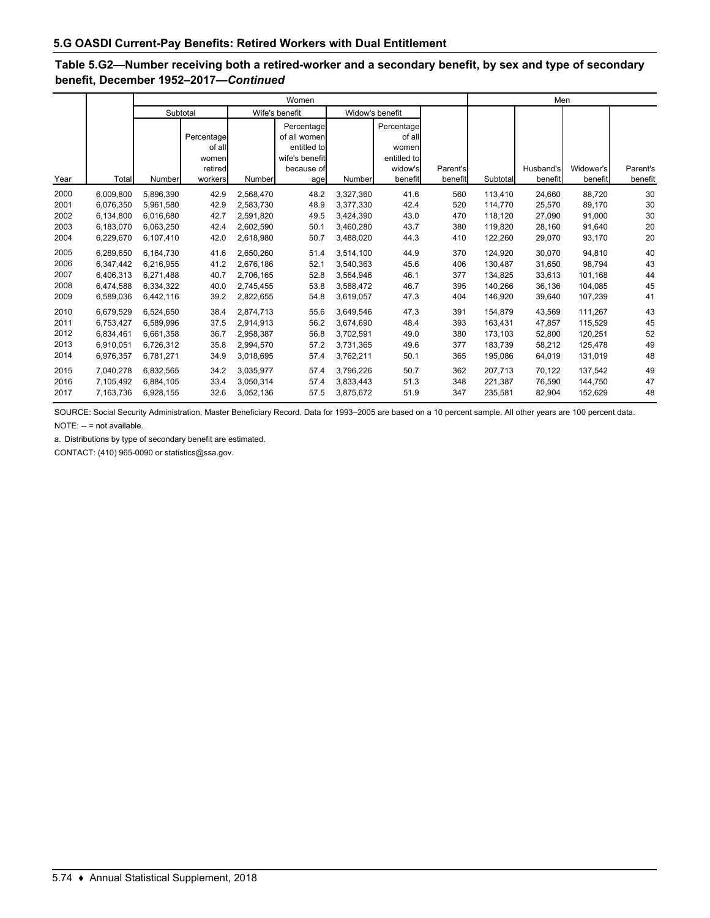## 5.G OASDI Current-Pay Benefits: Retired Workers with Dual Entitlement

**Table 5.G2—Number receiving both a retired-worker and a secondary benefit, by sex and type of secondary benefit, December 1952–2017—*Continued***

| Year | Total | Women | | | | | | | Men | | | |
|---|---|---|---|---|---|---|---|---|---|---|---|---|
| | | Subtotal | | Wife's benefit | | Widow's benefit | | | | | | |
| | | Number | Percentage of all women retired workers | Number | Percentage of all women entitled to wife's benefit because of age | Number | Percentage of all women entitled to widow's benefit | Parent's benefit | Subtotal | Husband's benefit | Widower's benefit | Parent's benefit |
| 2000 | 6,009,800 | 5,896,390 | 42.9 | 2,568,470 | 48.2 | 3,327,360 | 41.6 | 560 | 113,410 | 24,660 | 88,720 | 30 |
| 2001 | 6,076,350 | 5,961,580 | 42.9 | 2,583,730 | 48.9 | 3,377,330 | 42.4 | 520 | 114,770 | 25,570 | 89,170 | 30 |
| 2002 | 6,134,800 | 6,016,680 | 42.7 | 2,591,820 | 49.5 | 3,424,390 | 43.0 | 470 | 118,120 | 27,090 | 91,000 | 30 |
| 2003 | 6,183,070 | 6,063,250 | 42.4 | 2,602,590 | 50.1 | 3,460,280 | 43.7 | 380 | 119,820 | 28,160 | 91,640 | 20 |
| 2004 | 6,229,670 | 6,107,410 | 42.0 | 2,618,980 | 50.7 | 3,488,020 | 44.3 | 410 | 122,260 | 29,070 | 93,170 | 20 |
| 2005 | 6,289,650 | 6,164,730 | 41.6 | 2,650,260 | 51.4 | 3,514,100 | 44.9 | 370 | 124,920 | 30,070 | 94,810 | 40 |
| 2006 | 6,347,442 | 6,216,955 | 41.2 | 2,676,186 | 52.1 | 3,540,363 | 45.6 | 406 | 130,487 | 31,650 | 98,794 | 43 |
| 2007 | 6,406,313 | 6,271,488 | 40.7 | 2,706,165 | 52.8 | 3,564,946 | 46.1 | 377 | 134,825 | 33,613 | 101,168 | 44 |
| 2008 | 6,474,588 | 6,334,322 | 40.0 | 2,745,455 | 53.8 | 3,588,472 | 46.7 | 395 | 140,266 | 36,136 | 104,085 | 45 |
| 2009 | 6,589,036 | 6,442,116 | 39.2 | 2,822,655 | 54.8 | 3,619,057 | 47.3 | 404 | 146,920 | 39,640 | 107,239 | 41 |
| 2010 | 6,679,529 | 6,524,650 | 38.4 | 2,874,713 | 55.6 | 3,649,546 | 47.3 | 391 | 154,879 | 43,569 | 111,267 | 43 |
| 2011 | 6,753,427 | 6,589,996 | 37.5 | 2,914,913 | 56.2 | 3,674,690 | 48.4 | 393 | 163,431 | 47,857 | 115,529 | 45 |
| 2012 | 6,834,461 | 6,661,358 | 36.7 | 2,958,387 | 56.8 | 3,702,591 | 49.0 | 380 | 173,103 | 52,800 | 120,251 | 52 |
| 2013 | 6,910,051 | 6,726,312 | 35.8 | 2,994,570 | 57.2 | 3,731,365 | 49.6 | 377 | 183,739 | 58,212 | 125,478 | 49 |
| 2014 | 6,976,357 | 6,781,271 | 34.9 | 3,018,695 | 57.4 | 3,762,211 | 50.1 | 365 | 195,086 | 64,019 | 131,019 | 48 |
| 2015 | 7,040,278 | 6,832,565 | 34.2 | 3,035,977 | 57.4 | 3,796,226 | 50.7 | 362 | 207,713 | 70,122 | 137,542 | 49 |
| 2016 | 7,105,492 | 6,884,105 | 33.4 | 3,050,314 | 57.4 | 3,833,443 | 51.3 | 348 | 221,387 | 76,590 | 144,750 | 47 |
| 2017 | 7,163,736 | 6,928,155 | 32.6 | 3,052,136 | 57.5 | 3,875,672 | 51.9 | 347 | 235,581 | 82,904 | 152,629 | 48 |

SOURCE: Social Security Administration, Master Beneficiary Record. Data for 1993–2005 are based on a 10 percent sample. All other years are 100 percent data.

NOTE: -- = not available.

a. Distributions by type of secondary benefit are estimated.

CONTACT: (410) 965-0090 or statistics@ssa.gov.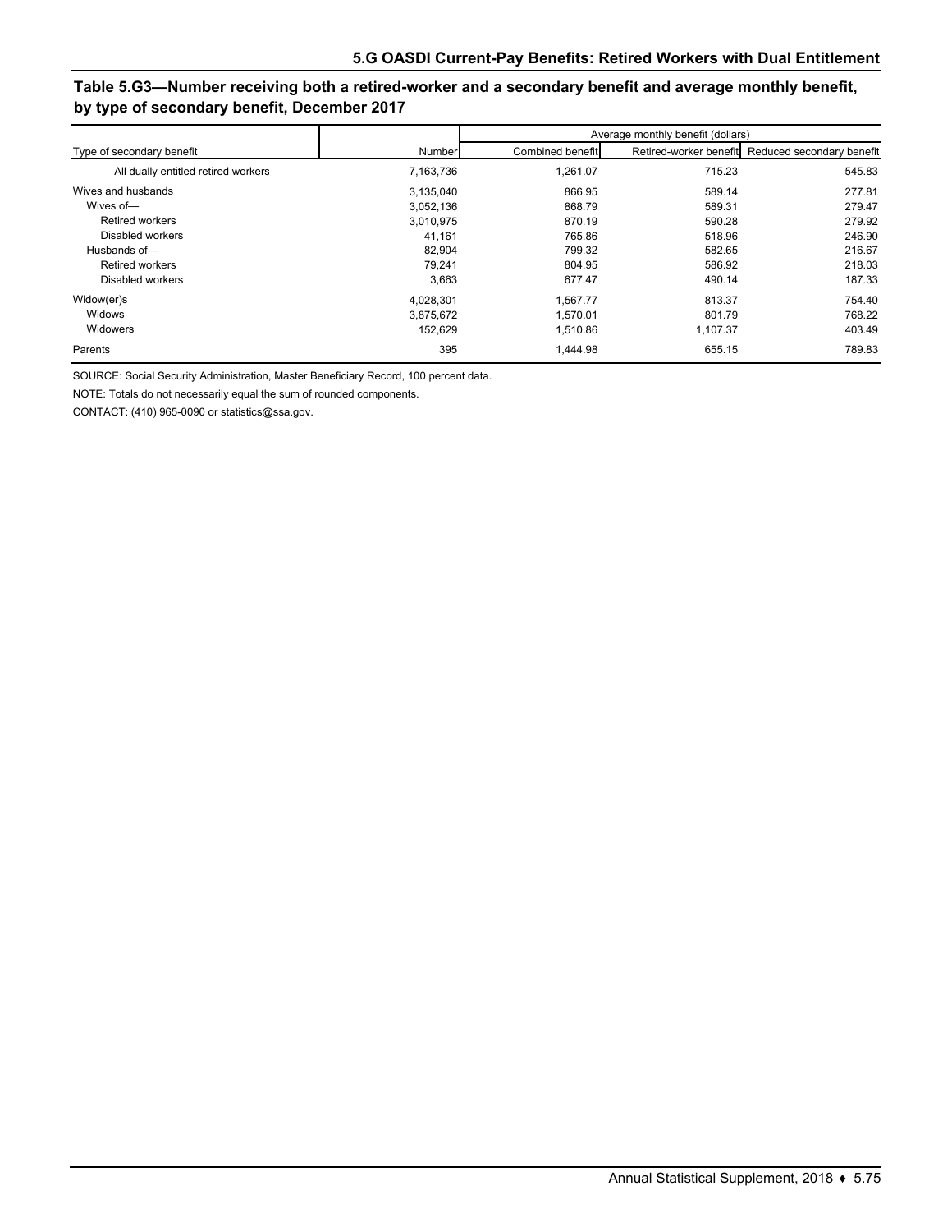## Table 5.G3—Number receiving both a retired-worker and a secondary benefit and average monthly benefit, by type of secondary benefit, December 2017

| Type of secondary benefit | Number | Average monthly benefit (dollars) | | |
|---|---|---|---|---|
| | | Combined benefit | Retired-worker benefit | Reduced secondary benefit |
| All dually entitled retired workers | 7,163,736 | 1,261.07 | 715.23 | 545.83 |
| Wives and husbands | 3,135,040 | 866.95 | 589.14 | 277.81 |
| Wives of— | 3,052,136 | 868.79 | 589.31 | 279.47 |
| Retired workers | 3,010,975 | 870.19 | 590.28 | 279.92 |
| Disabled workers | 41,161 | 765.86 | 518.96 | 246.90 |
| Husbands of— | 82,904 | 799.32 | 582.65 | 216.67 |
| Retired workers | 79,241 | 804.95 | 586.92 | 218.03 |
| Disabled workers | 3,663 | 677.47 | 490.14 | 187.33 |
| Widow(er)s | 4,028,301 | 1,567.77 | 813.37 | 754.40 |
| Widows | 3,875,672 | 1,570.01 | 801.79 | 768.22 |
| Widowers | 152,629 | 1,510.86 | 1,107.37 | 403.49 |
| Parents | 395 | 1,444.98 | 655.15 | 789.83 |

SOURCE: Social Security Administration, Master Beneficiary Record, 100 percent data.

NOTE: Totals do not necessarily equal the sum of rounded components.

CONTACT: (410) 965-0090 or statistics@ssa.gov.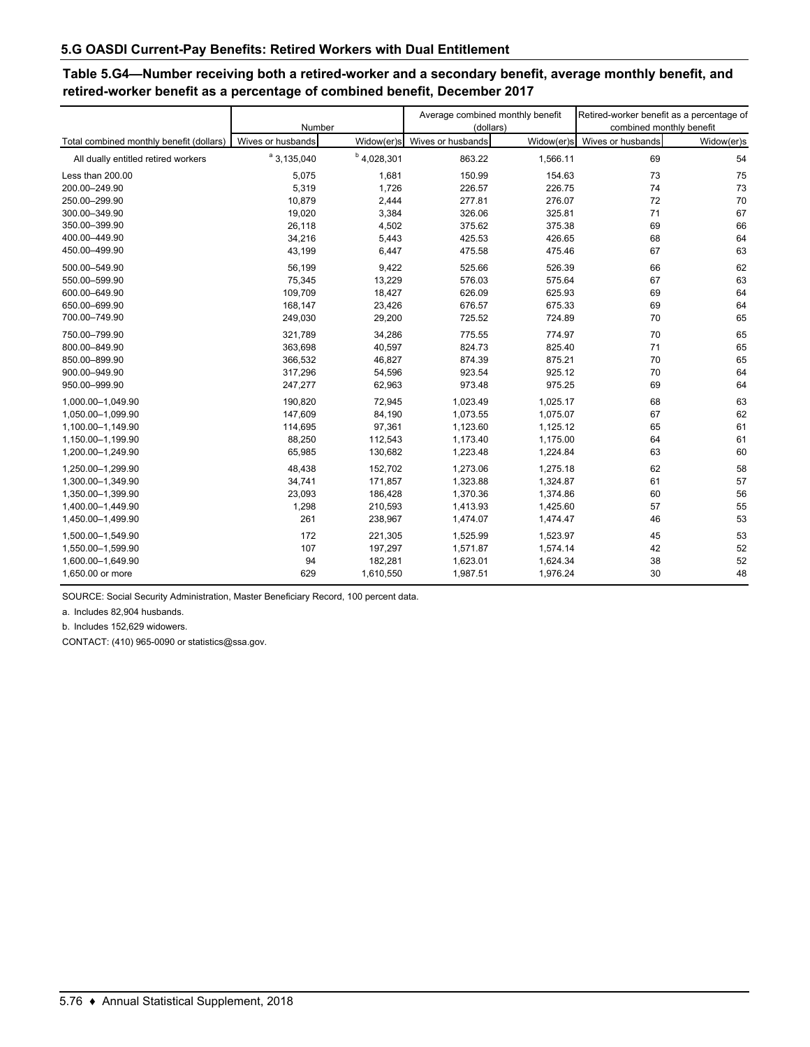## 5.G OASDI Current-Pay Benefits: Retired Workers with Dual Entitlement

### Table 5.G4—Number receiving both a retired-worker and a secondary benefit, average monthly benefit, and retired-worker benefit as a percentage of combined benefit, December 2017

| Total combined monthly benefit (dollars) | Number | | Average combined monthly benefit (dollars) | | Retired-worker benefit as a percentage of combined monthly benefit | |
|---|---|---|---|---|---|---|
| | Wives or husbands | Widow(er)s | Wives or husbands | Widow(er)s | Wives or husbands | Widow(er)s |
| All dually entitled retired workers | [a] 3,135,040 | [b] 4,028,301 | 863.22 | 1,566.11 | 69 | 54 |
| Less than 200.00 | 5,075 | 1,681 | 150.99 | 154.63 | 73 | 75 |
| 200.00–249.90 | 5,319 | 1,726 | 226.57 | 226.75 | 74 | 73 |
| 250.00–299.90 | 10,879 | 2,444 | 277.81 | 276.07 | 72 | 70 |
| 300.00–349.90 | 19,020 | 3,384 | 326.06 | 325.81 | 71 | 67 |
| 350.00–399.90 | 26,118 | 4,502 | 375.62 | 375.38 | 69 | 66 |
| 400.00–449.90 | 34,216 | 5,443 | 425.53 | 426.65 | 68 | 64 |
| 450.00–499.90 | 43,199 | 6,447 | 475.58 | 475.46 | 67 | 63 |
| 500.00–549.90 | 56,199 | 9,422 | 525.66 | 526.39 | 66 | 62 |
| 550.00–599.90 | 75,345 | 13,229 | 576.03 | 575.64 | 67 | 63 |
| 600.00–649.90 | 109,709 | 18,427 | 626.09 | 625.93 | 69 | 64 |
| 650.00–699.90 | 168,147 | 23,426 | 676.57 | 675.33 | 69 | 64 |
| 700.00–749.90 | 249,030 | 29,200 | 725.52 | 724.89 | 70 | 65 |
| 750.00–799.90 | 321,789 | 34,286 | 775.55 | 774.97 | 70 | 65 |
| 800.00–849.90 | 363,698 | 40,597 | 824.73 | 825.40 | 71 | 65 |
| 850.00–899.90 | 366,532 | 46,827 | 874.39 | 875.21 | 70 | 65 |
| 900.00–949.90 | 317,296 | 54,596 | 923.54 | 925.12 | 70 | 64 |
| 950.00–999.90 | 247,277 | 62,963 | 973.48 | 975.25 | 69 | 64 |
| 1,000.00–1,049.90 | 190,820 | 72,945 | 1,023.49 | 1,025.17 | 68 | 63 |
| 1,050.00–1,099.90 | 147,609 | 84,190 | 1,073.55 | 1,075.07 | 67 | 62 |
| 1,100.00–1,149.90 | 114,695 | 97,361 | 1,123.60 | 1,125.12 | 65 | 61 |
| 1,150.00–1,199.90 | 88,250 | 112,543 | 1,173.40 | 1,175.00 | 64 | 61 |
| 1,200.00–1,249.90 | 65,985 | 130,682 | 1,223.48 | 1,224.84 | 63 | 60 |
| 1,250.00–1,299.90 | 48,438 | 152,702 | 1,273.06 | 1,275.18 | 62 | 58 |
| 1,300.00–1,349.90 | 34,741 | 171,857 | 1,323.88 | 1,324.87 | 61 | 57 |
| 1,350.00–1,399.90 | 23,093 | 186,428 | 1,370.36 | 1,374.86 | 60 | 56 |
| 1,400.00–1,449.90 | 1,298 | 210,593 | 1,413.93 | 1,425.60 | 57 | 55 |
| 1,450.00–1,499.90 | 261 | 238,967 | 1,474.07 | 1,474.47 | 46 | 53 |
| 1,500.00–1,549.90 | 172 | 221,305 | 1,525.99 | 1,523.97 | 45 | 53 |
| 1,550.00–1,599.90 | 107 | 197,297 | 1,571.87 | 1,574.14 | 42 | 52 |
| 1,600.00–1,649.90 | 94 | 182,281 | 1,623.01 | 1,624.34 | 38 | 52 |
| 1,650.00 or more | 629 | 1,610,550 | 1,987.51 | 1,976.24 | 30 | 48 |

SOURCE: Social Security Administration, Master Beneficiary Record, 100 percent data.

a. Includes 82,904 husbands.

b. Includes 152,629 widowers.

CONTACT: (410) 965-0090 or statistics@ssa.gov.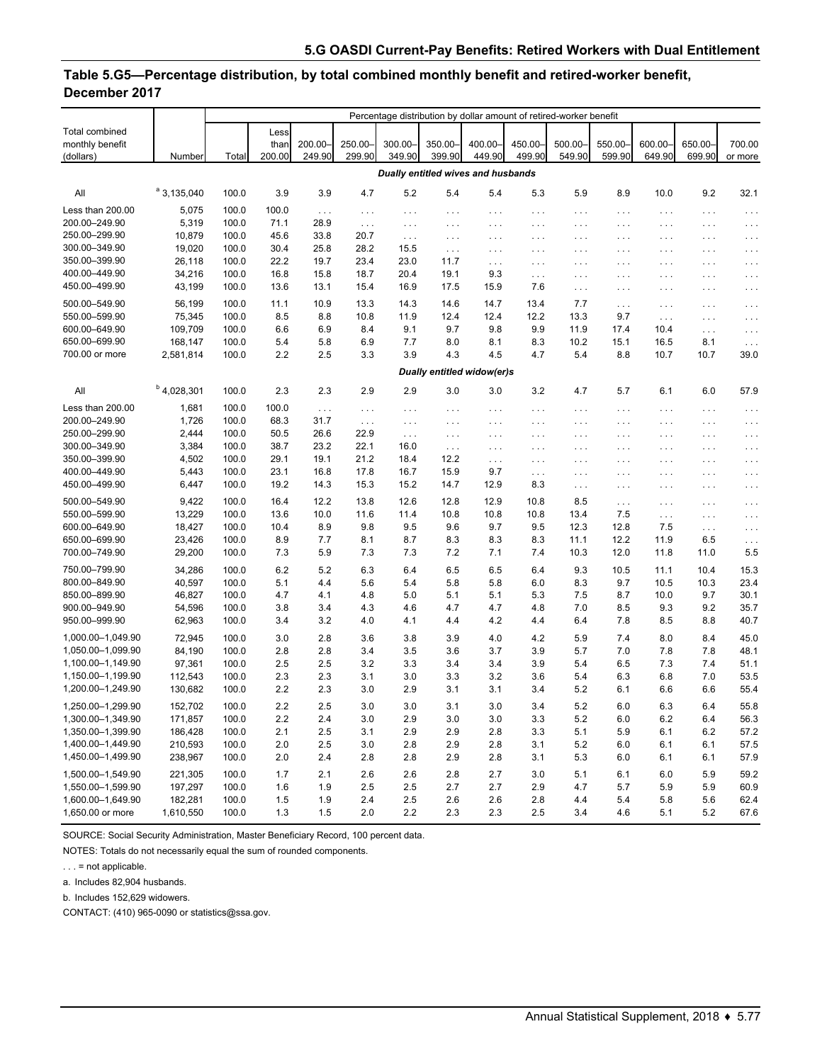## Table 5.G5—Percentage distribution, by total combined monthly benefit and retired-worker benefit, December 2017

| Total combined monthly benefit (dollars) | Number | Percentage distribution by dollar amount of retired-worker benefit | | | | | | | | | | | | |
|---|---|---|---|---|---|---|---|---|---|---|---|---|---|---|
| | | Total | Less than 200.00 | 200.00–249.90 | 250.00–299.90 | 300.00–349.90 | 350.00–399.90 | 400.00–449.90 | 450.00–499.90 | 500.00–549.90 | 550.00–599.90 | 600.00–649.90 | 650.00–699.90 | 700.00 or more |
| | | *Dually entitled wives and husbands* | | | | | | | | | | | | |
| All | [a] 3,135,040 | 100.0 | 3.9 | 3.9 | 4.7 | 5.2 | 5.4 | 5.4 | 5.3 | 5.9 | 8.9 | 10.0 | 9.2 | 32.1 |
| Less than 200.00 | 5,075 | 100.0 | 100.0 | . . . | . . . | . . . | . . . | . . . | . . . | . . . | . . . | . . . | . . . | . . . |
| 200.00–249.90 | 5,319 | 100.0 | 71.1 | 28.9 | . . . | . . . | . . . | . . . | . . . | . . . | . . . | . . . | . . . | . . . |
| 250.00–299.90 | 10,879 | 100.0 | 45.6 | 33.8 | 20.7 | . . . | . . . | . . . | . . . | . . . | . . . | . . . | . . . | . . . |
| 300.00–349.90 | 19,020 | 100.0 | 30.4 | 25.8 | 28.2 | 15.5 | . . . | . . . | . . . | . . . | . . . | . . . | . . . | . . . |
| 350.00–399.90 | 26,118 | 100.0 | 22.2 | 19.7 | 23.4 | 23.0 | 11.7 | . . . | . . . | . . . | . . . | . . . | . . . | . . . |
| 400.00–449.90 | 34,216 | 100.0 | 16.8 | 15.8 | 18.7 | 20.4 | 19.1 | 9.3 | . . . | . . . | . . . | . . . | . . . | . . . |
| 450.00–499.90 | 43,199 | 100.0 | 13.6 | 13.1 | 15.4 | 16.9 | 17.5 | 15.9 | 7.6 | . . . | . . . | . . . | . . . | . . . |
| 500.00–549.90 | 56,199 | 100.0 | 11.1 | 10.9 | 13.3 | 14.3 | 14.6 | 14.7 | 13.4 | 7.7 | . . . | . . . | . . . | . . . |
| 550.00–599.90 | 75,345 | 100.0 | 8.5 | 8.8 | 10.8 | 11.9 | 12.4 | 12.4 | 12.2 | 13.3 | 9.7 | . . . | . . . | . . . |
| 600.00–649.90 | 109,709 | 100.0 | 6.6 | 6.9 | 8.4 | 9.1 | 9.7 | 9.8 | 9.9 | 11.9 | 17.4 | 10.4 | . . . | . . . |
| 650.00–699.90 | 168,147 | 100.0 | 5.4 | 5.8 | 6.9 | 7.7 | 8.0 | 8.1 | 8.3 | 10.2 | 15.1 | 16.5 | 8.1 | . . . |
| 700.00 or more | 2,581,814 | 100.0 | 2.2 | 2.5 | 3.3 | 3.9 | 4.3 | 4.5 | 4.7 | 5.4 | 8.8 | 10.7 | 10.7 | 39.0 |
| | | *Dually entitled widow(er)s* | | | | | | | | | | | | |
| All | [b] 4,028,301 | 100.0 | 2.3 | 2.3 | 2.9 | 2.9 | 3.0 | 3.0 | 3.2 | 4.7 | 5.7 | 6.1 | 6.0 | 57.9 |
| Less than 200.00 | 1,681 | 100.0 | 100.0 | . . . | . . . | . . . | . . . | . . . | . . . | . . . | . . . | . . . | . . . | . . . |
| 200.00–249.90 | 1,726 | 100.0 | 68.3 | 31.7 | . . . | . . . | . . . | . . . | . . . | . . . | . . . | . . . | . . . | . . . |
| 250.00–299.90 | 2,444 | 100.0 | 50.5 | 26.6 | 22.9 | . . . | . . . | . . . | . . . | . . . | . . . | . . . | . . . | . . . |
| 300.00–349.90 | 3,384 | 100.0 | 38.7 | 23.2 | 22.1 | 16.0 | . . . | . . . | . . . | . . . | . . . | . . . | . . . | . . . |
| 350.00–399.90 | 4,502 | 100.0 | 29.1 | 19.1 | 21.2 | 18.4 | 12.2 | . . . | . . . | . . . | . . . | . . . | . . . | . . . |
| 400.00–449.90 | 5,443 | 100.0 | 23.1 | 16.8 | 17.8 | 16.7 | 15.9 | 9.7 | . . . | . . . | . . . | . . . | . . . | . . . |
| 450.00–499.90 | 6,447 | 100.0 | 19.2 | 14.3 | 15.3 | 15.2 | 14.7 | 12.9 | 8.3 | . . . | . . . | . . . | . . . | . . . |
| 500.00–549.90 | 9,422 | 100.0 | 16.4 | 12.2 | 13.8 | 12.6 | 12.8 | 12.9 | 10.8 | 8.5 | . . . | . . . | . . . | . . . |
| 550.00–599.90 | 13,229 | 100.0 | 13.6 | 10.0 | 11.6 | 11.4 | 10.8 | 10.8 | 10.8 | 13.4 | 7.5 | . . . | . . . | . . . |
| 600.00–649.90 | 18,427 | 100.0 | 10.4 | 8.9 | 9.8 | 9.5 | 9.6 | 9.7 | 9.5 | 12.3 | 12.8 | 7.5 | . . . | . . . |
| 650.00–699.90 | 23,426 | 100.0 | 8.9 | 7.7 | 8.1 | 8.7 | 8.3 | 8.3 | 8.3 | 11.1 | 12.2 | 11.9 | 6.5 | . . . |
| 700.00–749.90 | 29,200 | 100.0 | 7.3 | 5.9 | 7.3 | 7.3 | 7.2 | 7.1 | 7.4 | 10.3 | 12.0 | 11.8 | 11.0 | 5.5 |
| 750.00–799.90 | 34,286 | 100.0 | 6.2 | 5.2 | 6.3 | 6.4 | 6.5 | 6.5 | 6.4 | 9.3 | 10.5 | 11.1 | 10.4 | 15.3 |
| 800.00–849.90 | 40,597 | 100.0 | 5.1 | 4.4 | 5.6 | 5.4 | 5.8 | 5.8 | 6.0 | 8.3 | 9.7 | 10.5 | 10.3 | 23.4 |
| 850.00–899.90 | 46,827 | 100.0 | 4.7 | 4.1 | 4.8 | 5.0 | 5.1 | 5.1 | 5.3 | 7.5 | 8.7 | 10.0 | 9.7 | 30.1 |
| 900.00–949.90 | 54,596 | 100.0 | 3.8 | 3.4 | 4.3 | 4.6 | 4.7 | 4.7 | 4.8 | 7.0 | 8.5 | 9.3 | 9.2 | 35.7 |
| 950.00–999.90 | 62,963 | 100.0 | 3.4 | 3.2 | 4.0 | 4.1 | 4.4 | 4.2 | 4.4 | 6.4 | 7.8 | 8.5 | 8.8 | 40.7 |
| 1,000.00–1,049.90 | 72,945 | 100.0 | 3.0 | 2.8 | 3.6 | 3.8 | 3.9 | 4.0 | 4.2 | 5.9 | 7.4 | 8.0 | 8.4 | 45.0 |
| 1,050.00–1,099.90 | 84,190 | 100.0 | 2.8 | 2.8 | 3.4 | 3.5 | 3.6 | 3.7 | 3.9 | 5.7 | 7.0 | 7.8 | 7.8 | 48.1 |
| 1,100.00–1,149.90 | 97,361 | 100.0 | 2.5 | 2.5 | 3.2 | 3.3 | 3.4 | 3.4 | 3.9 | 5.4 | 6.5 | 7.3 | 7.4 | 51.1 |
| 1,150.00–1,199.90 | 112,543 | 100.0 | 2.3 | 2.3 | 3.1 | 3.0 | 3.3 | 3.2 | 3.6 | 5.4 | 6.3 | 6.8 | 7.0 | 53.5 |
| 1,200.00–1,249.90 | 130,682 | 100.0 | 2.2 | 2.3 | 3.0 | 2.9 | 3.1 | 3.1 | 3.4 | 5.2 | 6.1 | 6.6 | 6.6 | 55.4 |
| 1,250.00–1,299.90 | 152,702 | 100.0 | 2.2 | 2.5 | 3.0 | 3.0 | 3.1 | 3.0 | 3.4 | 5.2 | 6.0 | 6.3 | 6.4 | 55.8 |
| 1,300.00–1,349.90 | 171,857 | 100.0 | 2.2 | 2.4 | 3.0 | 2.9 | 3.0 | 3.0 | 3.3 | 5.2 | 6.0 | 6.2 | 6.4 | 56.3 |
| 1,350.00–1,399.90 | 186,428 | 100.0 | 2.1 | 2.5 | 3.1 | 2.9 | 2.9 | 2.8 | 3.3 | 5.1 | 5.9 | 6.1 | 6.2 | 57.2 |
| 1,400.00–1,449.90 | 210,593 | 100.0 | 2.0 | 2.5 | 3.0 | 2.8 | 2.9 | 2.8 | 3.1 | 5.2 | 6.0 | 6.1 | 6.1 | 57.5 |
| 1,450.00–1,499.90 | 238,967 | 100.0 | 2.0 | 2.4 | 2.8 | 2.8 | 2.9 | 2.8 | 3.1 | 5.3 | 6.0 | 6.1 | 6.1 | 57.9 |
| 1,500.00–1,549.90 | 221,305 | 100.0 | 1.7 | 2.1 | 2.6 | 2.6 | 2.8 | 2.7 | 3.0 | 5.1 | 6.1 | 6.0 | 5.9 | 59.2 |
| 1,550.00–1,599.90 | 197,297 | 100.0 | 1.6 | 1.9 | 2.5 | 2.5 | 2.7 | 2.7 | 2.9 | 4.7 | 5.7 | 5.9 | 5.9 | 60.9 |
| 1,600.00–1,649.90 | 182,281 | 100.0 | 1.5 | 1.9 | 2.4 | 2.5 | 2.6 | 2.6 | 2.8 | 4.4 | 5.4 | 5.8 | 5.6 | 62.4 |
| 1,650.00 or more | 1,610,550 | 100.0 | 1.3 | 1.5 | 2.0 | 2.2 | 2.3 | 2.3 | 2.5 | 3.4 | 4.6 | 5.1 | 5.2 | 67.6 |

SOURCE: Social Security Administration, Master Beneficiary Record, 100 percent data.

NOTES: Totals do not necessarily equal the sum of rounded components.

. . . = not applicable.

a. Includes 82,904 husbands.

b. Includes 152,629 widowers.

CONTACT: (410) 965-0090 or statistics@ssa.gov.